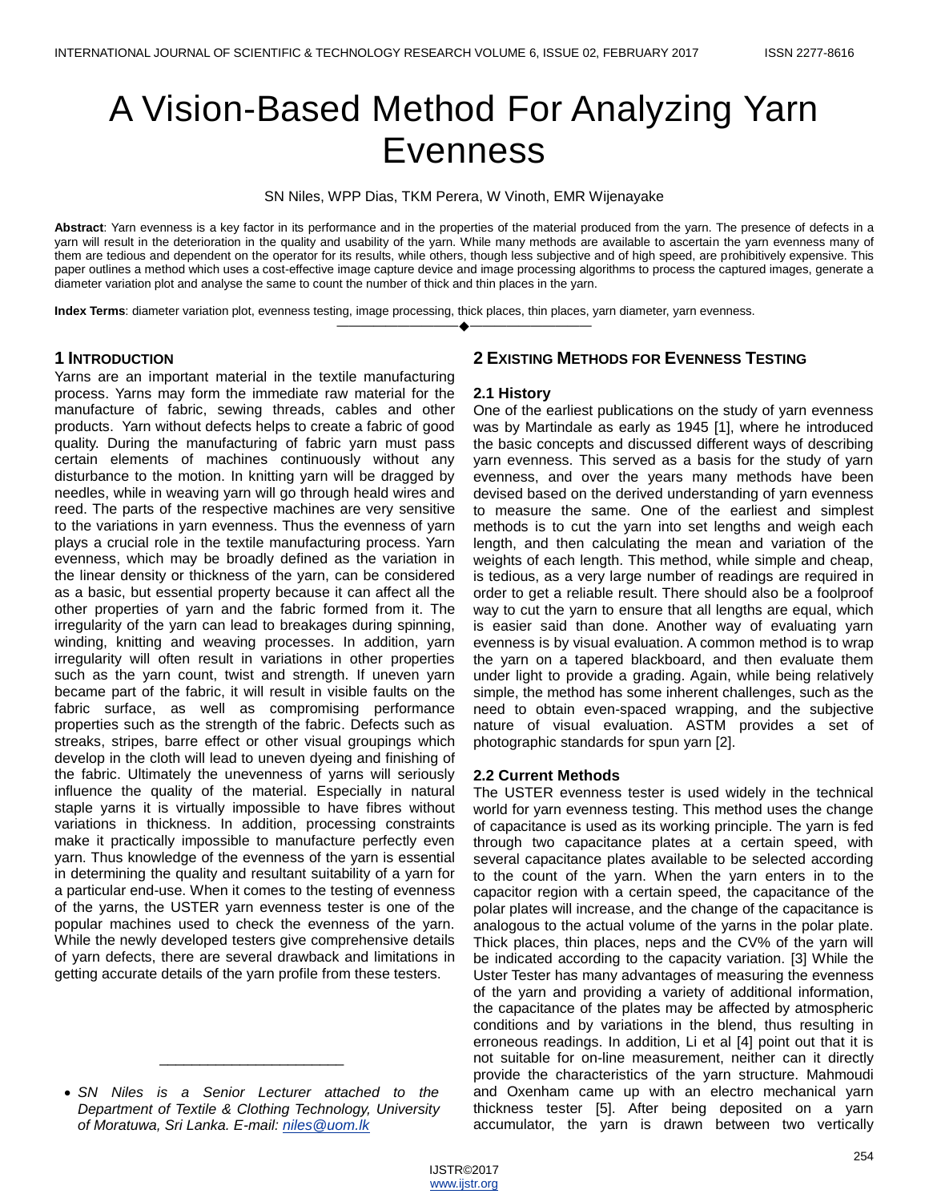# A Vision-Based Method For Analyzing Yarn Evenness

SN Niles, WPP Dias, TKM Perera, W Vinoth, EMR Wijenayake

**Abstract**: Yarn evenness is a key factor in its performance and in the properties of the material produced from the yarn. The presence of defects in a yarn will result in the deterioration in the quality and usability of the yarn. While many methods are available to ascertain the yarn evenness many of them are tedious and dependent on the operator for its results, while others, though less subjective and of high speed, are prohibitively expensive. This paper outlines a method which uses a cost-effective image capture device and image processing algorithms to process the captured images, generate a diameter variation plot and analyse the same to count the number of thick and thin places in the yarn.

**Index Terms**: diameter variation plot, evenness testing, image processing, thick places, thin places, yarn diameter, yarn evenness.

## 1 Introduction

Yarns are an important material in the textile manufacturing process. Yarns may form the immediate raw material for the manufacture of fabric, sewing threads, cables and other products. Yarn without defects helps to create a fabric of good quality. During the manufacturing of fabric yarn must pass certain elements of machines continuously without any disturbance to the motion. In knitting yarn will be dragged by needles, while in weaving yarn will go through heald wires and reed. The parts of the respective machines are very sensitive to the variations in yarn evenness. Thus the evenness of yarn plays a crucial role in the textile manufacturing process. Yarn evenness, which may be broadly defined as the variation in the linear density or thickness of the yarn, can be considered as a basic, but essential property because it can affect all the other properties of yarn and the fabric formed from it. The irregularity of the yarn can lead to breakages during spinning, winding, knitting and weaving processes. In addition, yarn irregularity will often result in variations in other properties such as the yarn count, twist and strength. If uneven yarn became part of the fabric, it will result in visible faults on the fabric surface, as well as compromising performance properties such as the strength of the fabric. Defects such as streaks, stripes, barre effect or other visual groupings which develop in the cloth will lead to uneven dyeing and finishing of the fabric. Ultimately the unevenness of yarns will seriously influence the quality of the material. Especially in natural staple yarns it is virtually impossible to have fibres without variations in thickness. In addition, processing constraints make it practically impossible to manufacture perfectly even yarn. Thus knowledge of the evenness of the yarn is essential in determining the quality and resultant suitability of a yarn for a particular end-use. When it comes to the testing of evenness of the yarns, the USTER yarn evenness tester is one of the popular machines used to check the evenness of the yarn. While the newly developed testers give comprehensive details of yarn defects, there are several drawback and limitations in getting accurate details of the yarn profile from these testers.

- *SN Niles is a Senior Lecturer attached to the Department of Textile & Clothing Technology, University of Moratuwa, Sri Lanka. E-mail: niles@uom.lk*

## 2 Existing Methods for Evenness Testing

### 2.1 History

One of the earliest publications on the study of yarn evenness was by Martindale as early as 1945 [1], where he introduced the basic concepts and discussed different ways of describing yarn evenness. This served as a basis for the study of yarn evenness, and over the years many methods have been devised based on the derived understanding of yarn evenness to measure the same. One of the earliest and simplest methods is to cut the yarn into set lengths and weigh each length, and then calculating the mean and variation of the weights of each length. This method, while simple and cheap, is tedious, as a very large number of readings are required in order to get a reliable result. There should also be a foolproof way to cut the yarn to ensure that all lengths are equal, which is easier said than done. Another way of evaluating yarn evenness is by visual evaluation. A common method is to wrap the yarn on a tapered blackboard, and then evaluate them under light to provide a grading. Again, while being relatively simple, the method has some inherent challenges, such as the need to obtain even-spaced wrapping, and the subjective nature of visual evaluation. ASTM provides a set of photographic standards for spun yarn [2].

### 2.2 Current Methods

The USTER evenness tester is used widely in the technical world for yarn evenness testing. This method uses the change of capacitance is used as its working principle. The yarn is fed through two capacitance plates at a certain speed, with several capacitance plates available to be selected according to the count of the yarn. When the yarn enters in to the capacitor region with a certain speed, the capacitance of the polar plates will increase, and the change of the capacitance is analogous to the actual volume of the yarns in the polar plate. Thick places, thin places, neps and the CV% of the yarn will be indicated according to the capacity variation. [3] While the Uster Tester has many advantages of measuring the evenness of the yarn and providing a variety of additional information, the capacitance of the plates may be affected by atmospheric conditions and by variations in the blend, thus resulting in erroneous readings. In addition, Li et al [4] point out that it is not suitable for on-line measurement, neither can it directly provide the characteristics of the yarn structure. Mahmoudi and Oxenham came up with an electro mechanical yarn thickness tester [5]. After being deposited on a yarn accumulator, the yarn is drawn between two vertically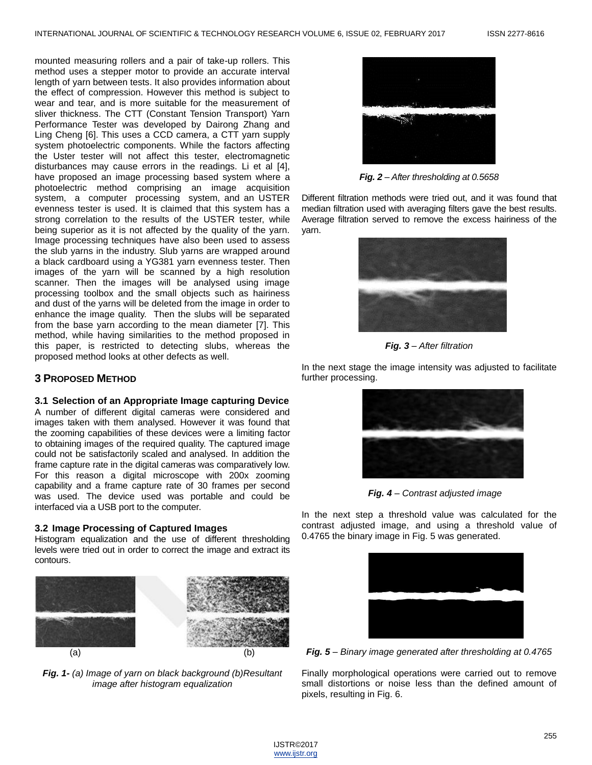mounted measuring rollers and a pair of take-up rollers. This method uses a stepper motor to provide an accurate interval length of yarn between tests. It also provides information about the effect of compression. However this method is subject to wear and tear, and is more suitable for the measurement of sliver thickness. The CTT (Constant Tension Transport) Yarn Performance Tester was developed by Dairong Zhang and Ling Cheng [6]. This uses a CCD camera, a CTT yarn supply system photoelectric components. While the factors affecting the Uster tester will not affect this tester, electromagnetic disturbances may cause errors in the readings. Li et al [4], have proposed an image processing based system where a photoelectric method comprising an image acquisition system, a computer processing system, and an USTER evenness tester is used. It is claimed that this system has a strong correlation to the results of the USTER tester, while being superior as it is not affected by the quality of the yarn. Image processing techniques have also been used to assess the slub yarns in the industry. Slub yarns are wrapped around a black cardboard using a YG381 yarn evenness tester. Then images of the yarn will be scanned by a high resolution scanner. Then the images will be analysed using image processing toolbox and the small objects such as hairiness and dust of the yarns will be deleted from the image in order to enhance the image quality. Then the slubs will be separated from the base yarn according to the mean diameter [7]. This method, while having similarities to the method proposed in this paper, is restricted to detecting slubs, whereas the proposed method looks at other defects as well.

## 3 Proposed Method

### 3.1 Selection of an Appropriate Image capturing Device

A number of different digital cameras were considered and images taken with them analysed. However it was found that the zooming capabilities of these devices were a limiting factor to obtaining images of the required quality. The captured image could not be satisfactorily scaled and analysed. In addition the frame capture rate in the digital cameras was comparatively low. For this reason a digital microscope with 200x zooming capability and a frame capture rate of 30 frames per second was used. The device used was portable and could be interfaced via a USB port to the computer.

### 3.2 Image Processing of Captured Images

Histogram equalization and the use of different thresholding levels were tried out in order to correct the image and extract its contours.

(a) (b)

***Fig. 1-*** *(a) Image of yarn on black background (b)Resultant image after histogram equalization*

***Fig. 2*** *– After thresholding at 0.5658*

Different filtration methods were tried out, and it was found that median filtration used with averaging filters gave the best results. Average filtration served to remove the excess hairiness of the yarn.

***Fig. 3*** *– After filtration*

In the next stage the image intensity was adjusted to facilitate further processing.

***Fig. 4*** *– Contrast adjusted image*

In the next step a threshold value was calculated for the contrast adjusted image, and using a threshold value of 0.4765 the binary image in Fig. 5 was generated.

***Fig. 5*** *– Binary image generated after thresholding at 0.4765*

Finally morphological operations were carried out to remove small distortions or noise less than the defined amount of pixels, resulting in Fig. 6.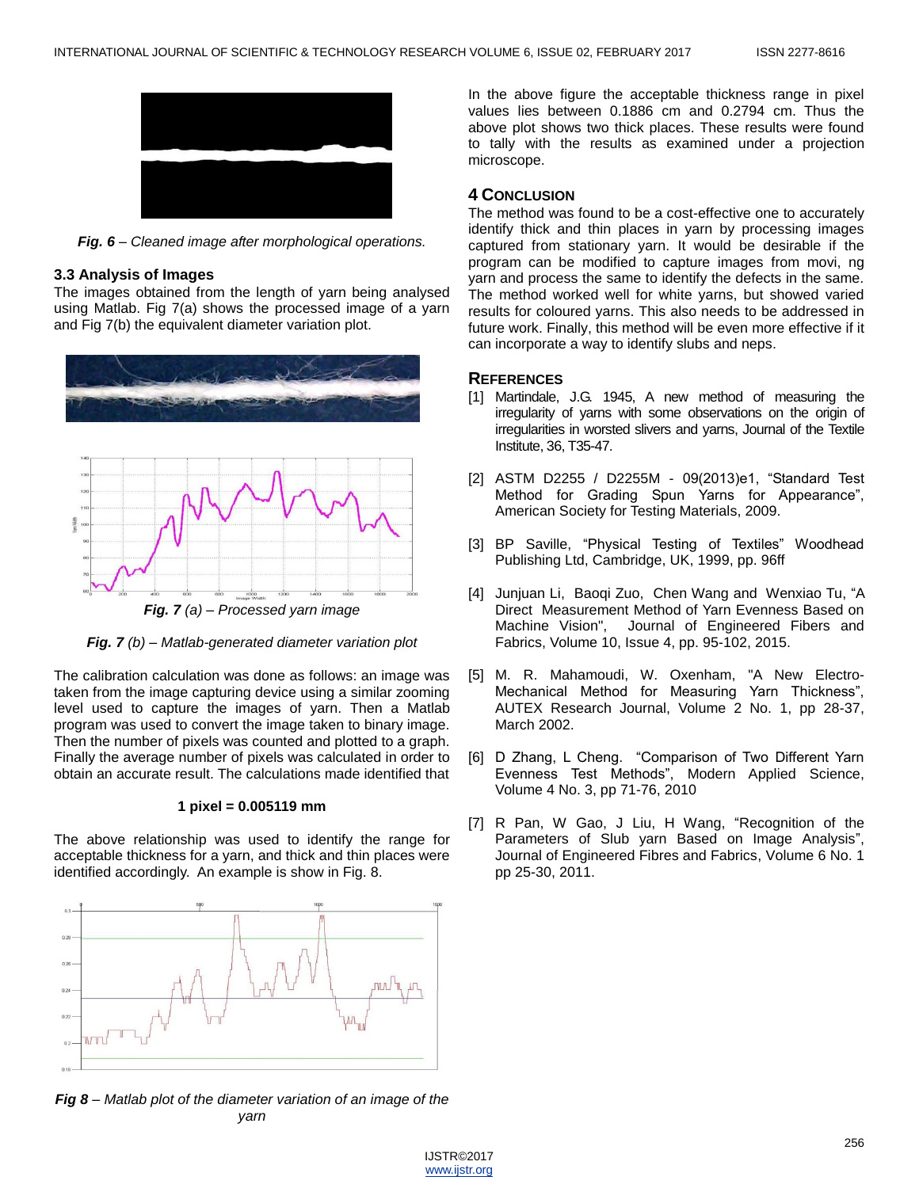*Fig. 6 – Cleaned image after morphological operations.*

### 3.3 Analysis of Images

The images obtained from the length of yarn being analysed using Matlab. Fig 7(a) shows the processed image of a yarn and Fig 7(b) the equivalent diameter variation plot.

140
130
120
110
100
90
80
70
60
Yarn Width
0 200 400 600 800 1000 1200 1400 1600 1800 2000
Image Width

***Fig. 7** (a) – Processed yarn image*

***Fig. 7** (b) – Matlab-generated diameter variation plot*

The calibration calculation was done as follows: an image was taken from the image capturing device using a similar zooming level used to capture the images of yarn. Then a Matlab program was used to convert the image taken to binary image. Then the number of pixels was counted and plotted to a graph. Finally the average number of pixels was calculated in order to obtain an accurate result. The calculations made identified that

**1 pixel = 0.005119 mm**

The above relationship was used to identify the range for acceptable thickness for a yarn, and thick and thin places were identified accordingly. An example is show in Fig. 8.

0 500 1000 1500
0.3
0.28
0.26
0.24
0.22
0.2
0.18

***Fig 8** – Matlab plot of the diameter variation of an image of the yarn*

In the above figure the acceptable thickness range in pixel values lies between 0.1886 cm and 0.2794 cm. Thus the above plot shows two thick places. These results were found to tally with the results as examined under a projection microscope.

## 4 Conclusion

The method was found to be a cost-effective one to accurately identify thick and thin places in yarn by processing images captured from stationary yarn. It would be desirable if the program can be modified to capture images from movi, ng yarn and process the same to identify the defects in the same. The method worked well for white yarns, but showed varied results for coloured yarns. This also needs to be addressed in future work. Finally, this method will be even more effective if it can incorporate a way to identify slubs and neps.

## References

[1] Martindale, J.G. 1945, A new method of measuring the irregularity of yarns with some observations on the origin of irregularities in worsted slivers and yarns, Journal of the Textile Institute, 36, T35-47.

[2] ASTM D2255 / D2255M - 09(2013)e1, "Standard Test Method for Grading Spun Yarns for Appearance", American Society for Testing Materials, 2009.

[3] BP Saville, "Physical Testing of Textiles" Woodhead Publishing Ltd, Cambridge, UK, 1999, pp. 96ff

[4] Junjuan Li, Baoqi Zuo, Chen Wang and Wenxiao Tu, "A Direct Measurement Method of Yarn Evenness Based on Machine Vision", Journal of Engineered Fibers and Fabrics, Volume 10, Issue 4, pp. 95-102, 2015.

[5] M. R. Mahamoudi, W. Oxenham, "A New Electro-Mechanical Method for Measuring Yarn Thickness", AUTEX Research Journal, Volume 2 No. 1, pp 28-37, March 2002.

[6] D Zhang, L Cheng. "Comparison of Two Different Yarn Evenness Test Methods", Modern Applied Science, Volume 4 No. 3, pp 71-76, 2010

[7] R Pan, W Gao, J Liu, H Wang, "Recognition of the Parameters of Slub yarn Based on Image Analysis", Journal of Engineered Fibres and Fabrics, Volume 6 No. 1 pp 25-30, 2011.